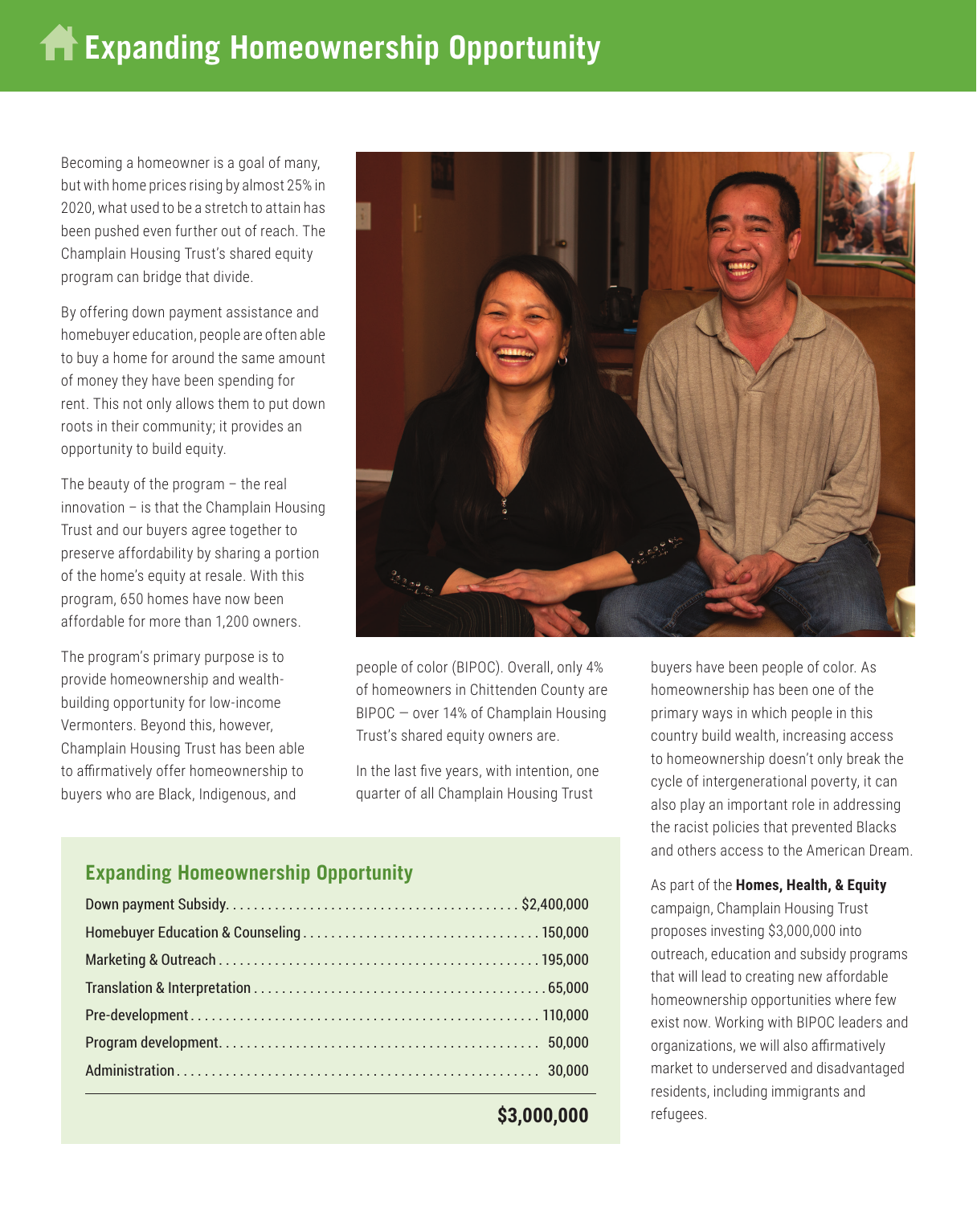# Expanding Homeownership Opportunity

Becoming a homeowner is a goal of many, but with home prices rising by almost 25% in 2020, what used to be a stretch to attain has been pushed even further out of reach. The Champlain Housing Trust's shared equity program can bridge that divide.

By offering down payment assistance and homebuyer education, people are often able to buy a home for around the same amount of money they have been spending for rent. This not only allows them to put down roots in their community; it provides an opportunity to build equity.

The beauty of the program – the real innovation – is that the Champlain Housing Trust and our buyers agree together to preserve affordability by sharing a portion of the home's equity at resale. With this program, 650 homes have now been affordable for more than 1,200 owners.

The program's primary purpose is to provide homeownership and wealth-building opportunity for low-income Vermonters. Beyond this, however, Champlain Housing Trust has been able to affirmatively offer homeownership to buyers who are Black, Indigenous, and people of color (BIPOC). Overall, only 4% of homeowners in Chittenden County are BIPOC — over 14% of Champlain Housing Trust's shared equity owners are.

In the last five years, with intention, one quarter of all Champlain Housing Trust buyers have been people of color. As homeownership has been one of the primary ways in which people in this country build wealth, increasing access to homeownership doesn't only break the cycle of intergenerational poverty, it can also play an important role in addressing the racist policies that prevented Blacks and others access to the American Dream.

As part of the **Homes, Health, & Equity** campaign, Champlain Housing Trust proposes investing $3,000,000 into outreach, education and subsidy programs that will lead to creating new affordable homeownership opportunities where few exist now. Working with BIPOC leaders and organizations, we will also affirmatively market to underserved and disadvantaged residents, including immigrants and refugees.

## Expanding Homeownership Opportunity

| Item | Amount |
|---|---|
| Down payment Subsidy | $2,400,000 |
| Homebuyer Education & Counseling | 150,000 |
| Marketing & Outreach | 195,000 |
| Translation & Interpretation | 65,000 |
| Pre-development | 110,000 |
| Program development | 50,000 |
| Administration | 30,000 |
| | **$3,000,000** |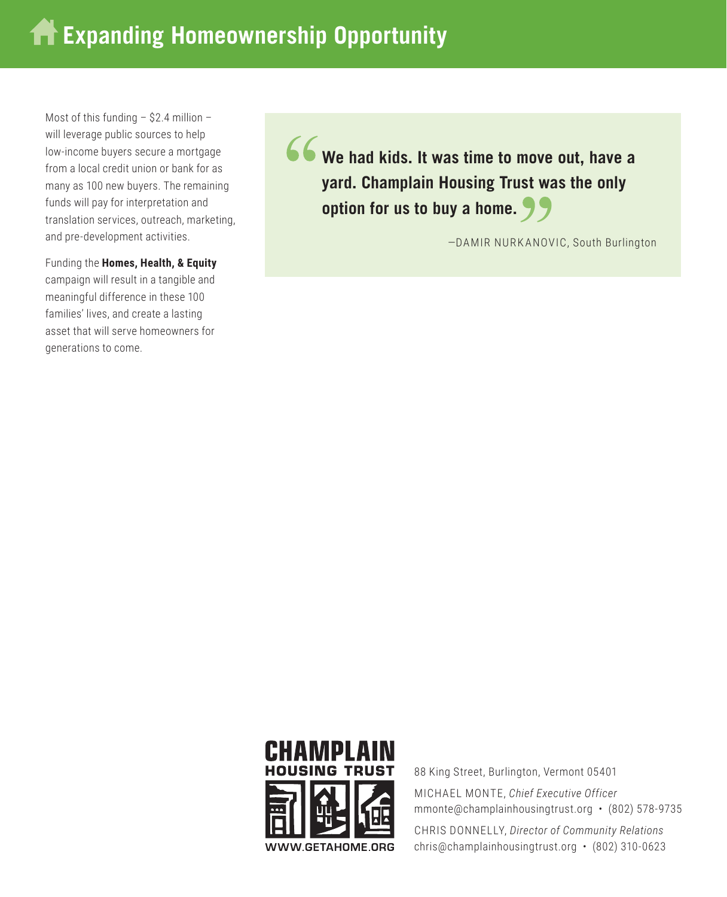# Expanding Homeownership Opportunity

Most of this funding – $2.4 million – will leverage public sources to help low-income buyers secure a mortgage from a local credit union or bank for as many as 100 new buyers. The remaining funds will pay for interpretation and translation services, outreach, marketing, and pre-development activities.

Funding the **Homes, Health, & Equity** campaign will result in a tangible and meaningful difference in these 100 families' lives, and create a lasting asset that will serve homeowners for generations to come.

> **"We had kids. It was time to move out, have a yard. Champlain Housing Trust was the only option for us to buy a home."**
>
> —DAMIR NURKANOVIC, South Burlington

CHAMPLAIN HOUSING TRUST

WWW.GETAHOME.ORG

88 King Street, Burlington, Vermont 05401

MICHAEL MONTE, *Chief Executive Officer*
mmonte@champlainhousingtrust.org • (802) 578-9735

CHRIS DONNELLY, *Director of Community Relations*
chris@champlainhousingtrust.org • (802) 310-0623